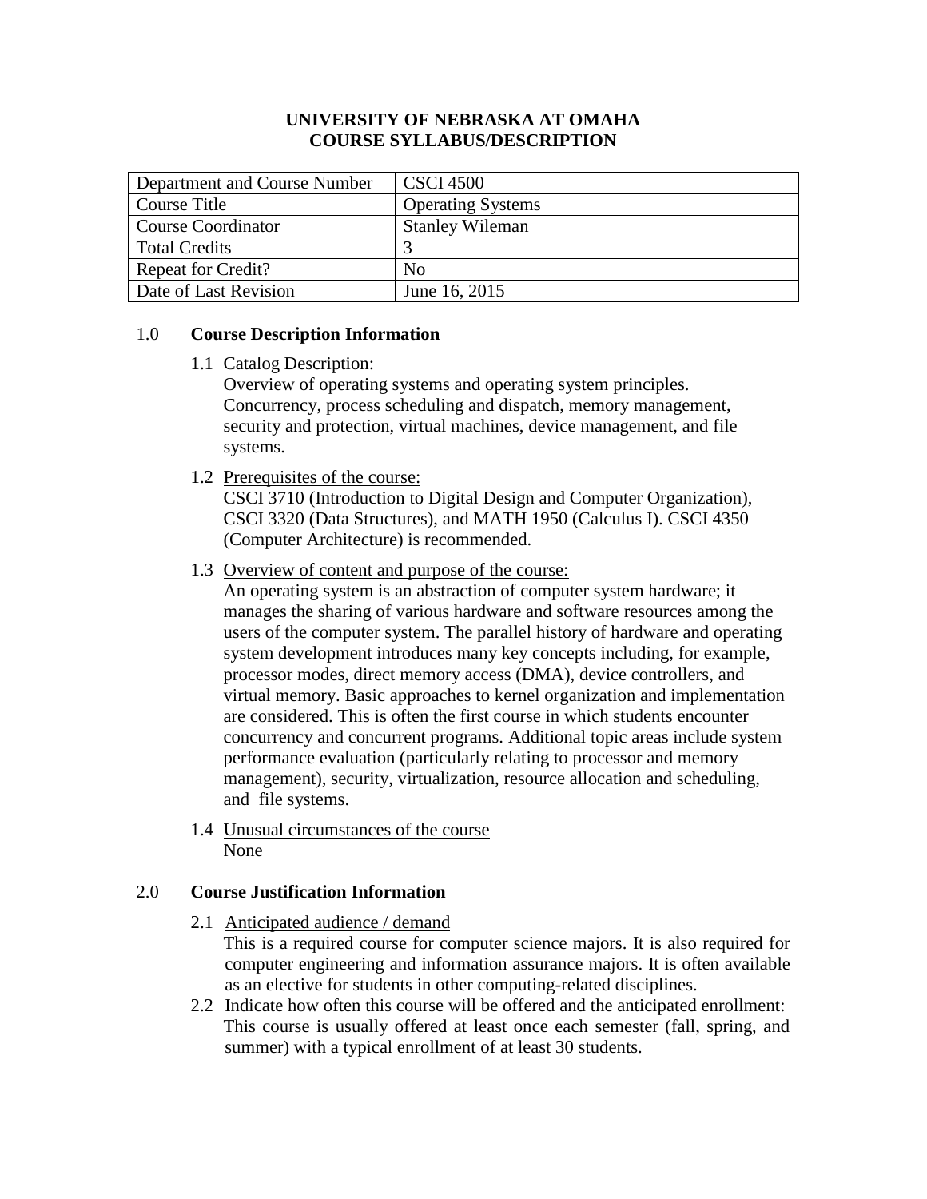**UNIVERSITY OF NEBRASKA AT OMAHA**
**COURSE SYLLABUS/DESCRIPTION**

| Department and Course Number | CSCI 4500 |
|---|---|
| Course Title | Operating Systems |
| Course Coordinator | Stanley Wileman |
| Total Credits | 3 |
| Repeat for Credit? | No |
| Date of Last Revision | June 16, 2015 |

## 1.0 Course Description Information

1.1 Catalog Description:
Overview of operating systems and operating system principles. Concurrency, process scheduling and dispatch, memory management, security and protection, virtual machines, device management, and file systems.

1.2 Prerequisites of the course:
CSCI 3710 (Introduction to Digital Design and Computer Organization), CSCI 3320 (Data Structures), and MATH 1950 (Calculus I). CSCI 4350 (Computer Architecture) is recommended.

1.3 Overview of content and purpose of the course:
An operating system is an abstraction of computer system hardware; it manages the sharing of various hardware and software resources among the users of the computer system. The parallel history of hardware and operating system development introduces many key concepts including, for example, processor modes, direct memory access (DMA), device controllers, and virtual memory. Basic approaches to kernel organization and implementation are considered. This is often the first course in which students encounter concurrency and concurrent programs. Additional topic areas include system performance evaluation (particularly relating to processor and memory management), security, virtualization, resource allocation and scheduling, and file systems.

1.4 Unusual circumstances of the course
None

## 2.0 Course Justification Information

2.1 Anticipated audience / demand
This is a required course for computer science majors. It is also required for computer engineering and information assurance majors. It is often available as an elective for students in other computing-related disciplines.

2.2 Indicate how often this course will be offered and the anticipated enrollment:
This course is usually offered at least once each semester (fall, spring, and summer) with a typical enrollment of at least 30 students.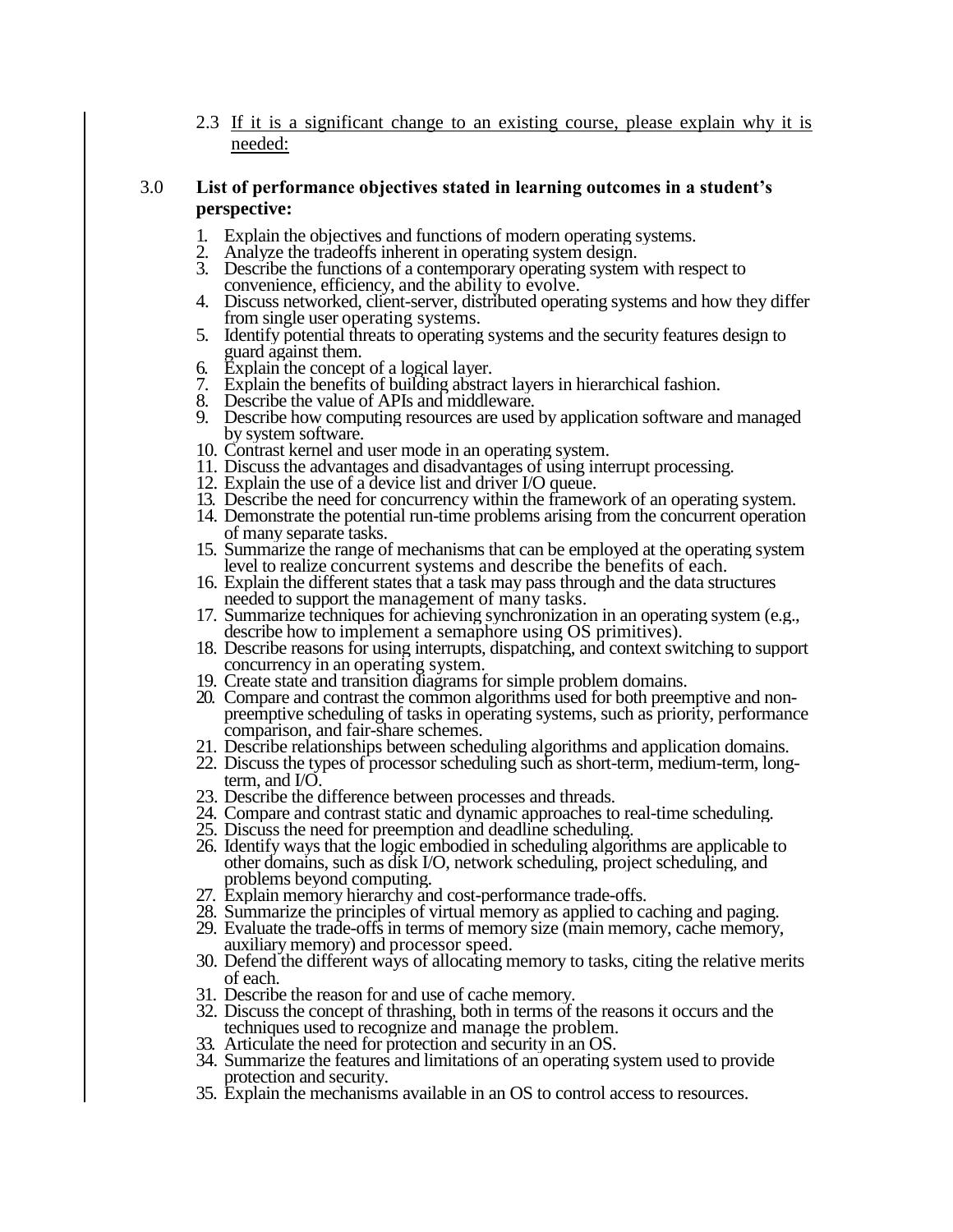2.3 <u>If it is a significant change to an existing course, please explain why it is needed:</u>

3.0 **List of performance objectives stated in learning outcomes in a student's perspective:**

1. Explain the objectives and functions of modern operating systems.
2. Analyze the tradeoffs inherent in operating system design.
3. Describe the functions of a contemporary operating system with respect to convenience, efficiency, and the ability to evolve.
4. Discuss networked, client-server, distributed operating systems and how they differ from single user operating systems.
5. Identify potential threats to operating systems and the security features design to guard against them.
6. Explain the concept of a logical layer.
7. Explain the benefits of building abstract layers in hierarchical fashion.
8. Describe the value of APIs and middleware.
9. Describe how computing resources are used by application software and managed by system software.
10. Contrast kernel and user mode in an operating system.
11. Discuss the advantages and disadvantages of using interrupt processing.
12. Explain the use of a device list and driver I/O queue.
13. Describe the need for concurrency within the framework of an operating system.
14. Demonstrate the potential run-time problems arising from the concurrent operation of many separate tasks.
15. Summarize the range of mechanisms that can be employed at the operating system level to realize concurrent systems and describe the benefits of each.
16. Explain the different states that a task may pass through and the data structures needed to support the management of many tasks.
17. Summarize techniques for achieving synchronization in an operating system (e.g., describe how to implement a semaphore using OS primitives).
18. Describe reasons for using interrupts, dispatching, and context switching to support concurrency in an operating system.
19. Create state and transition diagrams for simple problem domains.
20. Compare and contrast the common algorithms used for both preemptive and non-preemptive scheduling of tasks in operating systems, such as priority, performance comparison, and fair-share schemes.
21. Describe relationships between scheduling algorithms and application domains.
22. Discuss the types of processor scheduling such as short-term, medium-term, long-term, and I/O.
23. Describe the difference between processes and threads.
24. Compare and contrast static and dynamic approaches to real-time scheduling.
25. Discuss the need for preemption and deadline scheduling.
26. Identify ways that the logic embodied in scheduling algorithms are applicable to other domains, such as disk I/O, network scheduling, project scheduling, and problems beyond computing.
27. Explain memory hierarchy and cost-performance trade-offs.
28. Summarize the principles of virtual memory as applied to caching and paging.
29. Evaluate the trade-offs in terms of memory size (main memory, cache memory, auxiliary memory) and processor speed.
30. Defend the different ways of allocating memory to tasks, citing the relative merits of each.
31. Describe the reason for and use of cache memory.
32. Discuss the concept of thrashing, both in terms of the reasons it occurs and the techniques used to recognize and manage the problem.
33. Articulate the need for protection and security in an OS.
34. Summarize the features and limitations of an operating system used to provide protection and security.
35. Explain the mechanisms available in an OS to control access to resources.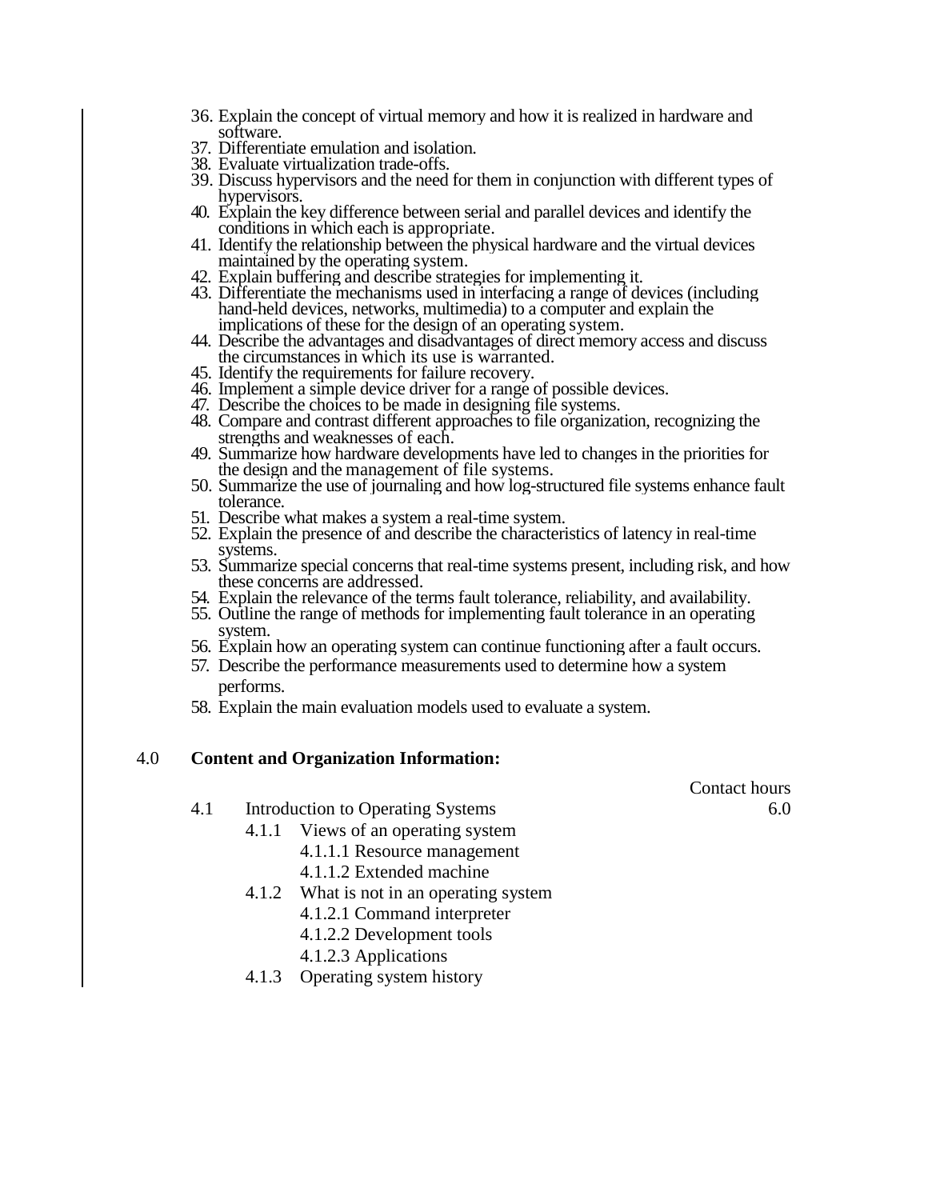36. Explain the concept of virtual memory and how it is realized in hardware and software.
37. Differentiate emulation and isolation.
38. Evaluate virtualization trade-offs.
39. Discuss hypervisors and the need for them in conjunction with different types of hypervisors.
40. Explain the key difference between serial and parallel devices and identify the conditions in which each is appropriate.
41. Identify the relationship between the physical hardware and the virtual devices maintained by the operating system.
42. Explain buffering and describe strategies for implementing it.
43. Differentiate the mechanisms used in interfacing a range of devices (including hand-held devices, networks, multimedia) to a computer and explain the implications of these for the design of an operating system.
44. Describe the advantages and disadvantages of direct memory access and discuss the circumstances in which its use is warranted.
45. Identify the requirements for failure recovery.
46. Implement a simple device driver for a range of possible devices.
47. Describe the choices to be made in designing file systems.
48. Compare and contrast different approaches to file organization, recognizing the strengths and weaknesses of each.
49. Summarize how hardware developments have led to changes in the priorities for the design and the management of file systems.
50. Summarize the use of journaling and how log-structured file systems enhance fault tolerance.
51. Describe what makes a system a real-time system.
52. Explain the presence of and describe the characteristics of latency in real-time systems.
53. Summarize special concerns that real-time systems present, including risk, and how these concerns are addressed.
54. Explain the relevance of the terms fault tolerance, reliability, and availability.
55. Outline the range of methods for implementing fault tolerance in an operating system.
56. Explain how an operating system can continue functioning after a fault occurs.
57. Describe the performance measurements used to determine how a system performs.
58. Explain the main evaluation models used to evaluate a system.

## 4.0 Content and Organization Information:

| | Contact hours |
|---|---|
| 4.1 Introduction to Operating Systems | 6.0 |

- 4.1.1 Views of an operating system
  - 4.1.1.1 Resource management
  - 4.1.1.2 Extended machine
- 4.1.2 What is not in an operating system
  - 4.1.2.1 Command interpreter
  - 4.1.2.2 Development tools
  - 4.1.2.3 Applications
- 4.1.3 Operating system history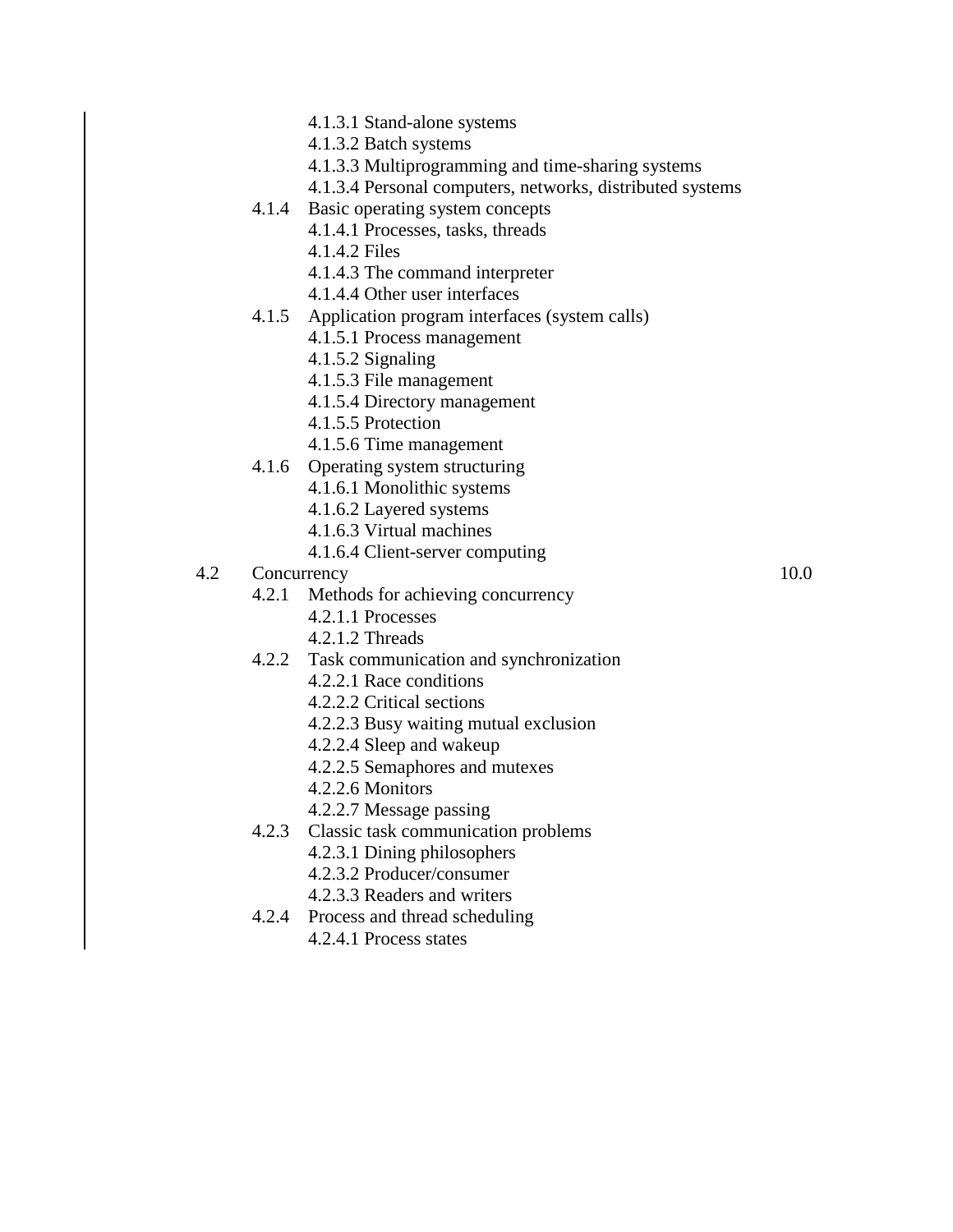- 4.1.3.1 Stand-alone systems
- 4.1.3.2 Batch systems
- 4.1.3.3 Multiprogramming and time-sharing systems
- 4.1.3.4 Personal computers, networks, distributed systems

4.1.4 Basic operating system concepts
- 4.1.4.1 Processes, tasks, threads
- 4.1.4.2 Files
- 4.1.4.3 The command interpreter
- 4.1.4.4 Other user interfaces

4.1.5 Application program interfaces (system calls)
- 4.1.5.1 Process management
- 4.1.5.2 Signaling
- 4.1.5.3 File management
- 4.1.5.4 Directory management
- 4.1.5.5 Protection
- 4.1.5.6 Time management

4.1.6 Operating system structuring
- 4.1.6.1 Monolithic systems
- 4.1.6.2 Layered systems
- 4.1.6.3 Virtual machines
- 4.1.6.4 Client-server computing

4.2 Concurrency — 10.0

4.2.1 Methods for achieving concurrency
- 4.2.1.1 Processes
- 4.2.1.2 Threads

4.2.2 Task communication and synchronization
- 4.2.2.1 Race conditions
- 4.2.2.2 Critical sections
- 4.2.2.3 Busy waiting mutual exclusion
- 4.2.2.4 Sleep and wakeup
- 4.2.2.5 Semaphores and mutexes
- 4.2.2.6 Monitors
- 4.2.2.7 Message passing

4.2.3 Classic task communication problems
- 4.2.3.1 Dining philosophers
- 4.2.3.2 Producer/consumer
- 4.2.3.3 Readers and writers

4.2.4 Process and thread scheduling
- 4.2.4.1 Process states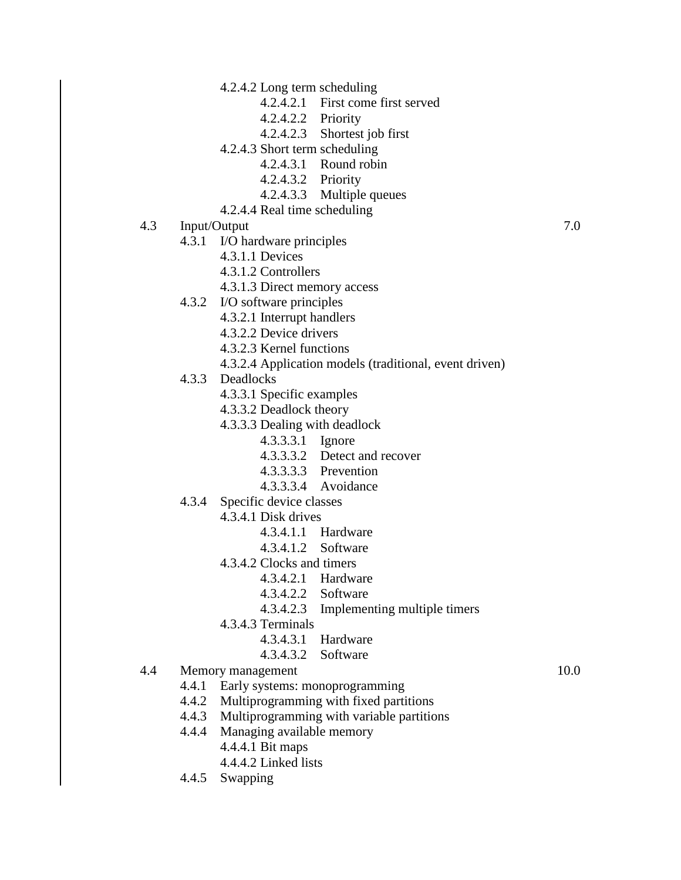- 4.2.4.2 Long term scheduling
  - 4.2.4.2.1 First come first served
  - 4.2.4.2.2 Priority
  - 4.2.4.2.3 Shortest job first
- 4.2.4.3 Short term scheduling
  - 4.2.4.3.1 Round robin
  - 4.2.4.3.2 Priority
  - 4.2.4.3.3 Multiple queues
- 4.2.4.4 Real time scheduling

4.3 Input/Output — 7.0

- 4.3.1 I/O hardware principles
  - 4.3.1.1 Devices
  - 4.3.1.2 Controllers
  - 4.3.1.3 Direct memory access
- 4.3.2 I/O software principles
  - 4.3.2.1 Interrupt handlers
  - 4.3.2.2 Device drivers
  - 4.3.2.3 Kernel functions
  - 4.3.2.4 Application models (traditional, event driven)
- 4.3.3 Deadlocks
  - 4.3.3.1 Specific examples
  - 4.3.3.2 Deadlock theory
  - 4.3.3.3 Dealing with deadlock
    - 4.3.3.3.1 Ignore
    - 4.3.3.3.2 Detect and recover
    - 4.3.3.3.3 Prevention
    - 4.3.3.3.4 Avoidance
- 4.3.4 Specific device classes
  - 4.3.4.1 Disk drives
    - 4.3.4.1.1 Hardware
    - 4.3.4.1.2 Software
  - 4.3.4.2 Clocks and timers
    - 4.3.4.2.1 Hardware
    - 4.3.4.2.2 Software
    - 4.3.4.2.3 Implementing multiple timers
  - 4.3.4.3 Terminals
    - 4.3.4.3.1 Hardware
    - 4.3.4.3.2 Software

4.4 Memory management — 10.0

- 4.4.1 Early systems: monoprogramming
- 4.4.2 Multiprogramming with fixed partitions
- 4.4.3 Multiprogramming with variable partitions
- 4.4.4 Managing available memory
  - 4.4.4.1 Bit maps
  - 4.4.4.2 Linked lists
- 4.4.5 Swapping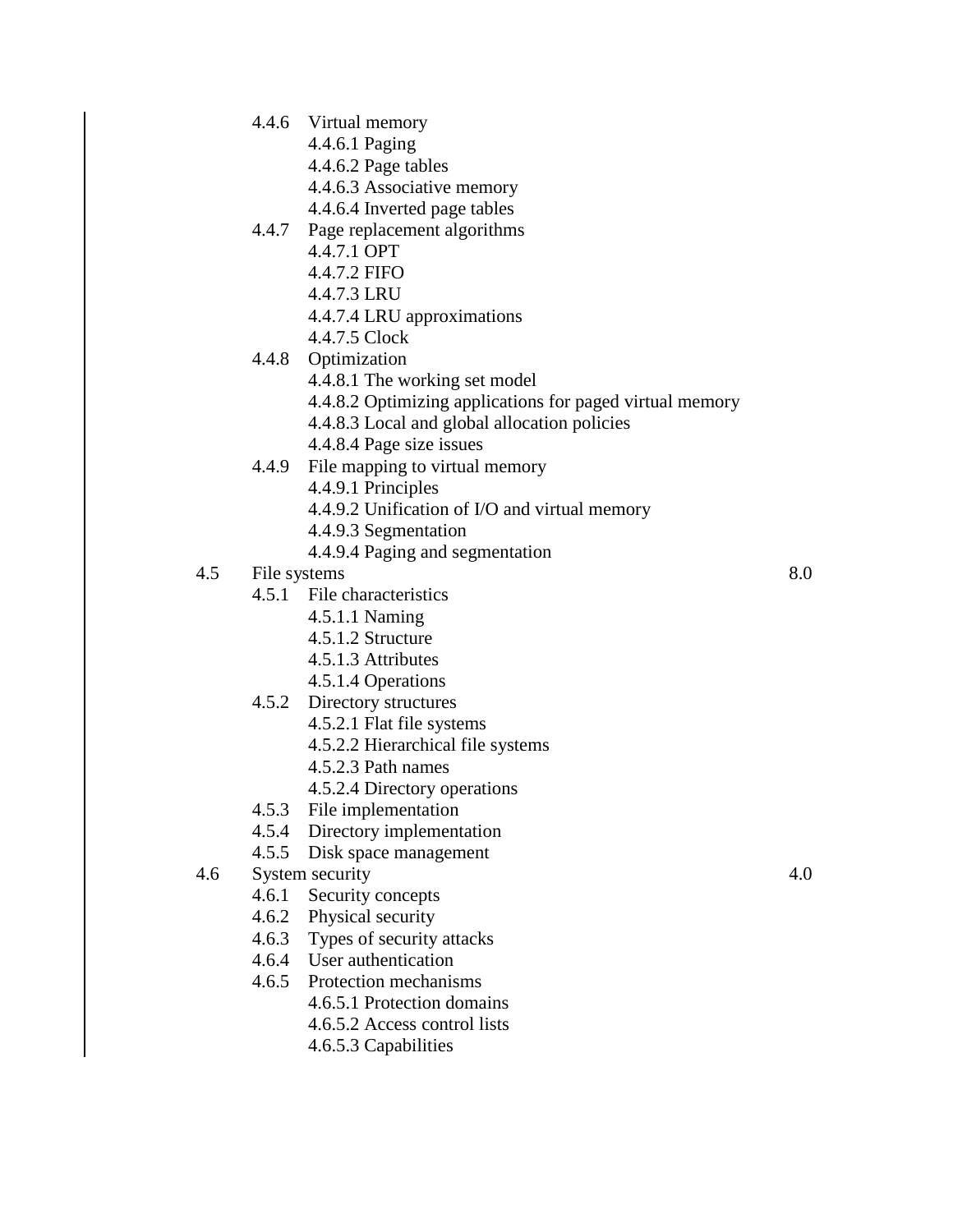- 4.4.6 Virtual memory
  - 4.4.6.1 Paging
  - 4.4.6.2 Page tables
  - 4.4.6.3 Associative memory
  - 4.4.6.4 Inverted page tables
- 4.4.7 Page replacement algorithms
  - 4.4.7.1 OPT
  - 4.4.7.2 FIFO
  - 4.4.7.3 LRU
  - 4.4.7.4 LRU approximations
  - 4.4.7.5 Clock
- 4.4.8 Optimization
  - 4.4.8.1 The working set model
  - 4.4.8.2 Optimizing applications for paged virtual memory
  - 4.4.8.3 Local and global allocation policies
  - 4.4.8.4 Page size issues
- 4.4.9 File mapping to virtual memory
  - 4.4.9.1 Principles
  - 4.4.9.2 Unification of I/O and virtual memory
  - 4.4.9.3 Segmentation
  - 4.4.9.4 Paging and segmentation

4.5 File systems — 8.0

- 4.5.1 File characteristics
  - 4.5.1.1 Naming
  - 4.5.1.2 Structure
  - 4.5.1.3 Attributes
  - 4.5.1.4 Operations
- 4.5.2 Directory structures
  - 4.5.2.1 Flat file systems
  - 4.5.2.2 Hierarchical file systems
  - 4.5.2.3 Path names
  - 4.5.2.4 Directory operations
- 4.5.3 File implementation
- 4.5.4 Directory implementation
- 4.5.5 Disk space management

4.6 System security — 4.0

- 4.6.1 Security concepts
- 4.6.2 Physical security
- 4.6.3 Types of security attacks
- 4.6.4 User authentication
- 4.6.5 Protection mechanisms
  - 4.6.5.1 Protection domains
  - 4.6.5.2 Access control lists
  - 4.6.5.3 Capabilities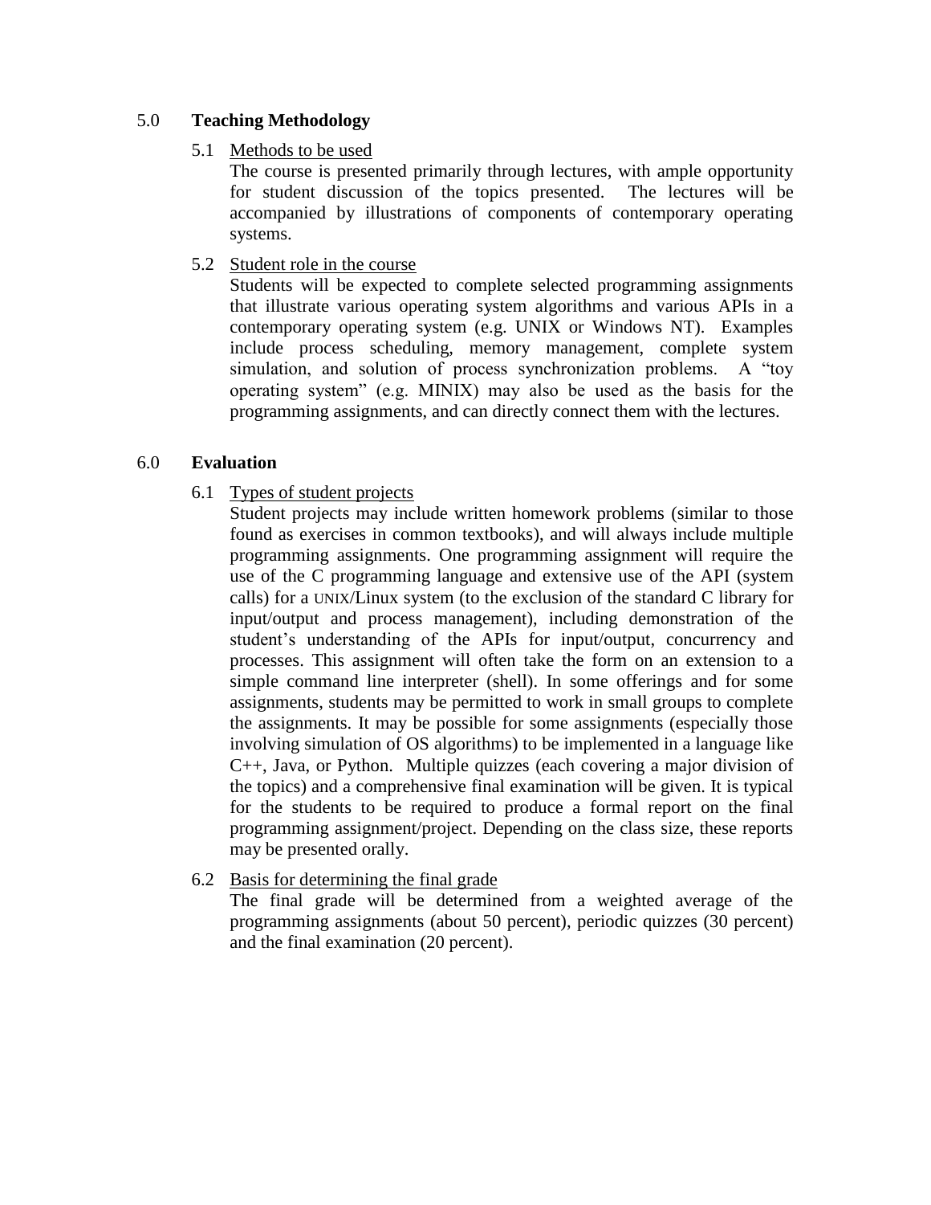## 5.0 Teaching Methodology

### 5.1 Methods to be used

The course is presented primarily through lectures, with ample opportunity for student discussion of the topics presented. The lectures will be accompanied by illustrations of components of contemporary operating systems.

### 5.2 Student role in the course

Students will be expected to complete selected programming assignments that illustrate various operating system algorithms and various APIs in a contemporary operating system (e.g. UNIX or Windows NT). Examples include process scheduling, memory management, complete system simulation, and solution of process synchronization problems. A "toy operating system" (e.g. MINIX) may also be used as the basis for the programming assignments, and can directly connect them with the lectures.

## 6.0 Evaluation

### 6.1 Types of student projects

Student projects may include written homework problems (similar to those found as exercises in common textbooks), and will always include multiple programming assignments. One programming assignment will require the use of the C programming language and extensive use of the API (system calls) for a UNIX/Linux system (to the exclusion of the standard C library for input/output and process management), including demonstration of the student's understanding of the APIs for input/output, concurrency and processes. This assignment will often take the form on an extension to a simple command line interpreter (shell). In some offerings and for some assignments, students may be permitted to work in small groups to complete the assignments. It may be possible for some assignments (especially those involving simulation of OS algorithms) to be implemented in a language like C++, Java, or Python. Multiple quizzes (each covering a major division of the topics) and a comprehensive final examination will be given. It is typical for the students to be required to produce a formal report on the final programming assignment/project. Depending on the class size, these reports may be presented orally.

### 6.2 Basis for determining the final grade

The final grade will be determined from a weighted average of the programming assignments (about 50 percent), periodic quizzes (30 percent) and the final examination (20 percent).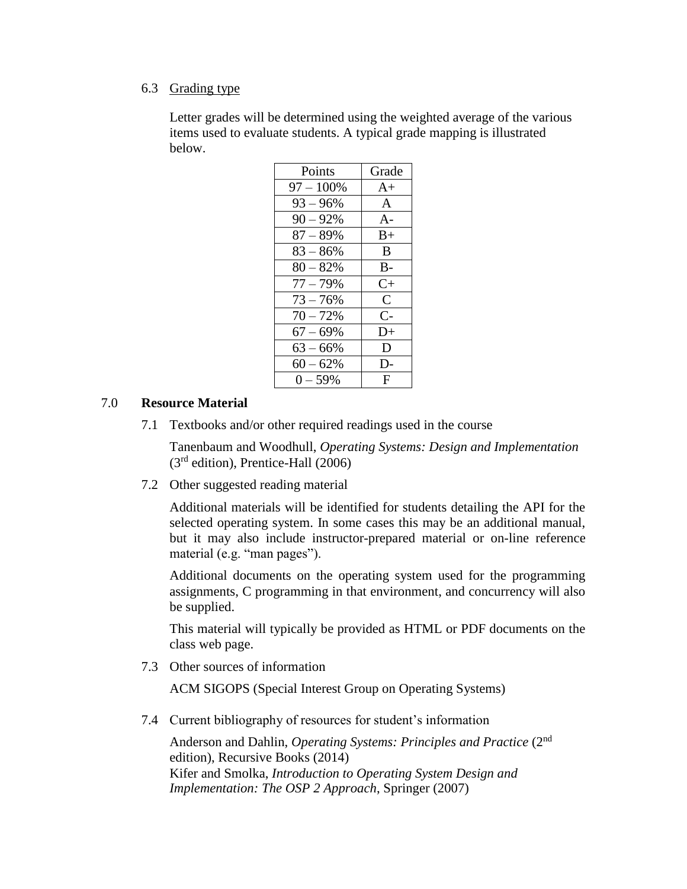### 6.3 Grading type

Letter grades will be determined using the weighted average of the various items used to evaluate students. A typical grade mapping is illustrated below.

| Points | Grade |
|---|---|
| 97 – 100% | A+ |
| 93 – 96% | A |
| 90 – 92% | A- |
| 87 – 89% | B+ |
| 83 – 86% | B |
| 80 – 82% | B- |
| 77 – 79% | C+ |
| 73 – 76% | C |
| 70 – 72% | C- |
| 67 – 69% | D+ |
| 63 – 66% | D |
| 60 – 62% | D- |
| 0 – 59% | F |

## 7.0 Resource Material

### 7.1 Textbooks and/or other required readings used in the course

Tanenbaum and Woodhull, *Operating Systems: Design and Implementation* (3rd edition), Prentice-Hall (2006)

### 7.2 Other suggested reading material

Additional materials will be identified for students detailing the API for the selected operating system. In some cases this may be an additional manual, but it may also include instructor-prepared material or on-line reference material (e.g. "man pages").

Additional documents on the operating system used for the programming assignments, C programming in that environment, and concurrency will also be supplied.

This material will typically be provided as HTML or PDF documents on the class web page.

### 7.3 Other sources of information

ACM SIGOPS (Special Interest Group on Operating Systems)

### 7.4 Current bibliography of resources for student's information

Anderson and Dahlin, *Operating Systems: Principles and Practice* (2nd edition), Recursive Books (2014)
Kifer and Smolka, *Introduction to Operating System Design and Implementation: The OSP 2 Approach*, Springer (2007)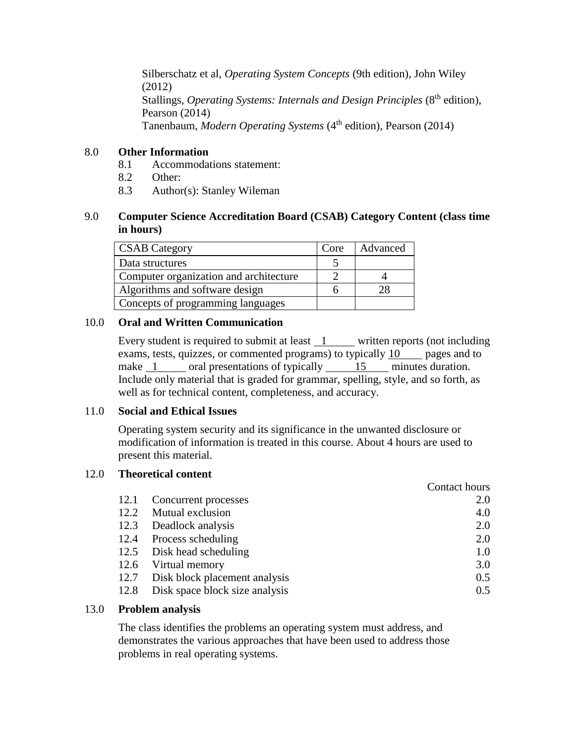Silberschatz et al, *Operating System Concepts* (9th edition), John Wiley (2012)
Stallings, *Operating Systems: Internals and Design Principles* (8th edition), Pearson (2014)
Tanenbaum, *Modern Operating Systems* (4th edition), Pearson (2014)

## 8.0 Other Information

8.1 Accommodations statement:
8.2 Other:
8.3 Author(s): Stanley Wileman

## 9.0 Computer Science Accreditation Board (CSAB) Category Content (class time in hours)

| CSAB Category | Core | Advanced |
|---|---|---|
| Data structures | 5 | |
| Computer organization and architecture | 2 | 4 |
| Algorithms and software design | 6 | 28 |
| Concepts of programming languages | | |

## 10.0 Oral and Written Communication

Every student is required to submit at least 1 written reports (not including exams, tests, quizzes, or commented programs) to typically 10 pages and to make 1 oral presentations of typically 15 minutes duration. Include only material that is graded for grammar, spelling, style, and so forth, as well as for technical content, completeness, and accuracy.

## 11.0 Social and Ethical Issues

Operating system security and its significance in the unwanted disclosure or modification of information is treated in this course. About 4 hours are used to present this material.

## 12.0 Theoretical content

| | | Contact hours |
|---|---|---|
| 12.1 | Concurrent processes | 2.0 |
| 12.2 | Mutual exclusion | 4.0 |
| 12.3 | Deadlock analysis | 2.0 |
| 12.4 | Process scheduling | 2.0 |
| 12.5 | Disk head scheduling | 1.0 |
| 12.6 | Virtual memory | 3.0 |
| 12.7 | Disk block placement analysis | 0.5 |
| 12.8 | Disk space block size analysis | 0.5 |

## 13.0 Problem analysis

The class identifies the problems an operating system must address, and demonstrates the various approaches that have been used to address those problems in real operating systems.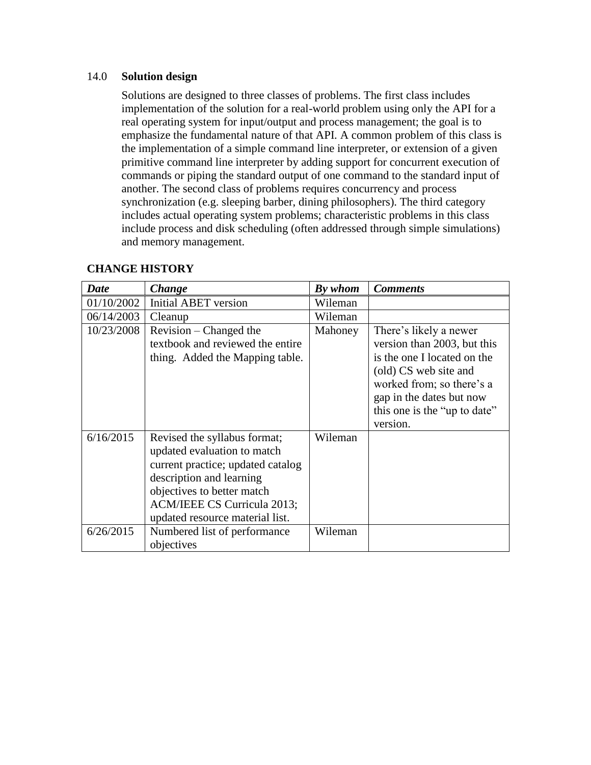## 14.0 Solution design

Solutions are designed to three classes of problems. The first class includes implementation of the solution for a real-world problem using only the API for a real operating system for input/output and process management; the goal is to emphasize the fundamental nature of that API. A common problem of this class is the implementation of a simple command line interpreter, or extension of a given primitive command line interpreter by adding support for concurrent execution of commands or piping the standard output of one command to the standard input of another. The second class of problems requires concurrency and process synchronization (e.g. sleeping barber, dining philosophers). The third category includes actual operating system problems; characteristic problems in this class include process and disk scheduling (often addressed through simple simulations) and memory management.

**CHANGE HISTORY**

| ***Date*** | ***Change*** | ***By whom*** | ***Comments*** |
|---|---|---|---|
| 01/10/2002 | Initial ABET version | Wileman | |
| 06/14/2003 | Cleanup | Wileman | |
| 10/23/2008 | Revision – Changed the textbook and reviewed the entire thing. Added the Mapping table. | Mahoney | There's likely a newer version than 2003, but this is the one I located on the (old) CS web site and worked from; so there's a gap in the dates but now this one is the "up to date" version. |
| 6/16/2015 | Revised the syllabus format; updated evaluation to match current practice; updated catalog description and learning objectives to better match ACM/IEEE CS Curricula 2013; updated resource material list. | Wileman | |
| 6/26/2015 | Numbered list of performance objectives | Wileman | |